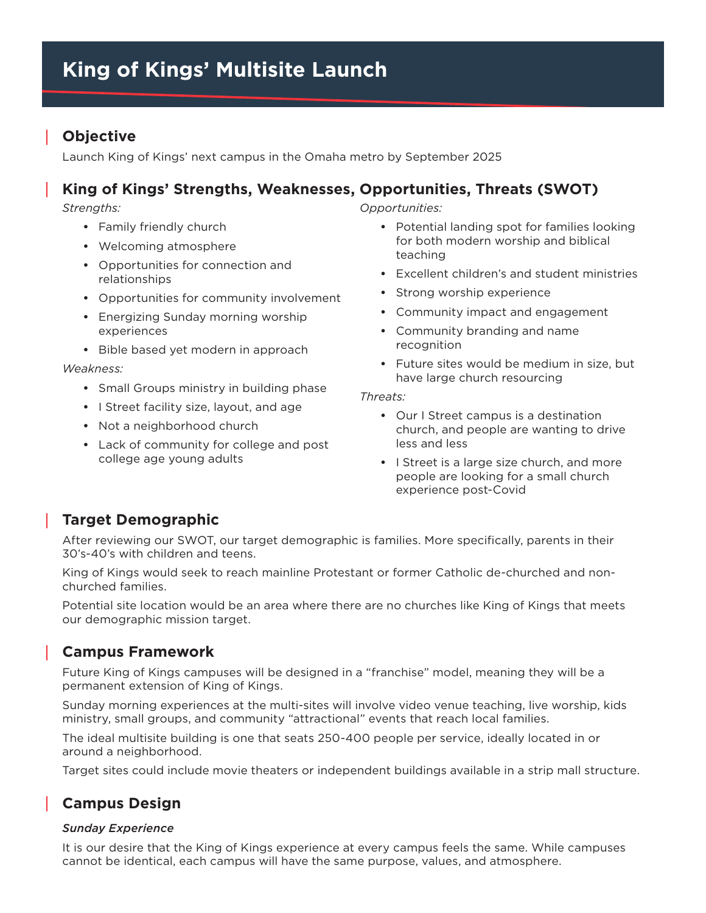# King of Kings' Multisite Launch

## Objective

Launch King of Kings' next campus in the Omaha metro by September 2025

## King of Kings' Strengths, Weaknesses, Opportunities, Threats (SWOT)

*Strengths:*

- Family friendly church
- Welcoming atmosphere
- Opportunities for connection and relationships
- Opportunities for community involvement
- Energizing Sunday morning worship experiences
- Bible based yet modern in approach

*Weakness:*

- Small Groups ministry in building phase
- I Street facility size, layout, and age
- Not a neighborhood church
- Lack of community for college and post college age young adults

*Opportunities:*

- Potential landing spot for families looking for both modern worship and biblical teaching
- Excellent children's and student ministries
- Strong worship experience
- Community impact and engagement
- Community branding and name recognition
- Future sites would be medium in size, but have large church resourcing

*Threats:*

- Our I Street campus is a destination church, and people are wanting to drive less and less
- I Street is a large size church, and more people are looking for a small church experience post-Covid

## Target Demographic

After reviewing our SWOT, our target demographic is families. More specifically, parents in their 30's-40's with children and teens.

King of Kings would seek to reach mainline Protestant or former Catholic de-churched and non-churched families.

Potential site location would be an area where there are no churches like King of Kings that meets our demographic mission target.

## Campus Framework

Future King of Kings campuses will be designed in a "franchise" model, meaning they will be a permanent extension of King of Kings.

Sunday morning experiences at the multi-sites will involve video venue teaching, live worship, kids ministry, small groups, and community "attractional" events that reach local families.

The ideal multisite building is one that seats 250-400 people per service, ideally located in or around a neighborhood.

Target sites could include movie theaters or independent buildings available in a strip mall structure.

## Campus Design

***Sunday Experience***

It is our desire that the King of Kings experience at every campus feels the same. While campuses cannot be identical, each campus will have the same purpose, values, and atmosphere.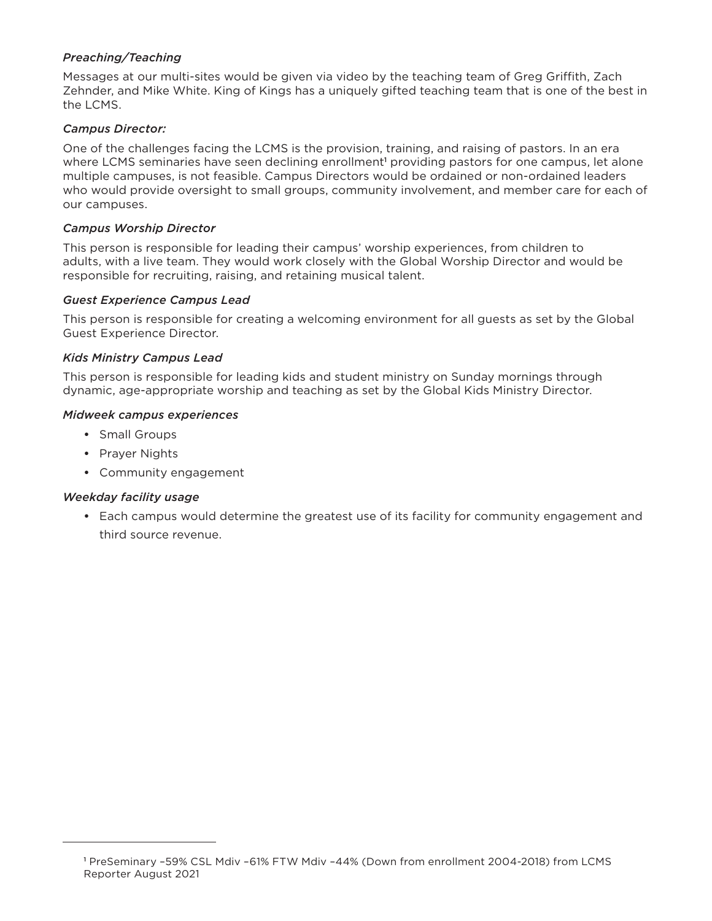*Preaching/Teaching*

Messages at our multi-sites would be given via video by the teaching team of Greg Griffith, Zach Zehnder, and Mike White. King of Kings has a uniquely gifted teaching team that is one of the best in the LCMS.

*Campus Director:*

One of the challenges facing the LCMS is the provision, training, and raising of pastors. In an era where LCMS seminaries have seen declining enrollment[1] providing pastors for one campus, let alone multiple campuses, is not feasible. Campus Directors would be ordained or non-ordained leaders who would provide oversight to small groups, community involvement, and member care for each of our campuses.

*Campus Worship Director*

This person is responsible for leading their campus' worship experiences, from children to adults, with a live team. They would work closely with the Global Worship Director and would be responsible for recruiting, raising, and retaining musical talent.

*Guest Experience Campus Lead*

This person is responsible for creating a welcoming environment for all guests as set by the Global Guest Experience Director.

*Kids Ministry Campus Lead*

This person is responsible for leading kids and student ministry on Sunday mornings through dynamic, age-appropriate worship and teaching as set by the Global Kids Ministry Director.

*Midweek campus experiences*

- Small Groups
- Prayer Nights
- Community engagement

*Weekday facility usage*

- Each campus would determine the greatest use of its facility for community engagement and third source revenue.

---

[1] PreSeminary –59% CSL Mdiv –61% FTW Mdiv –44% (Down from enrollment 2004-2018) from LCMS Reporter August 2021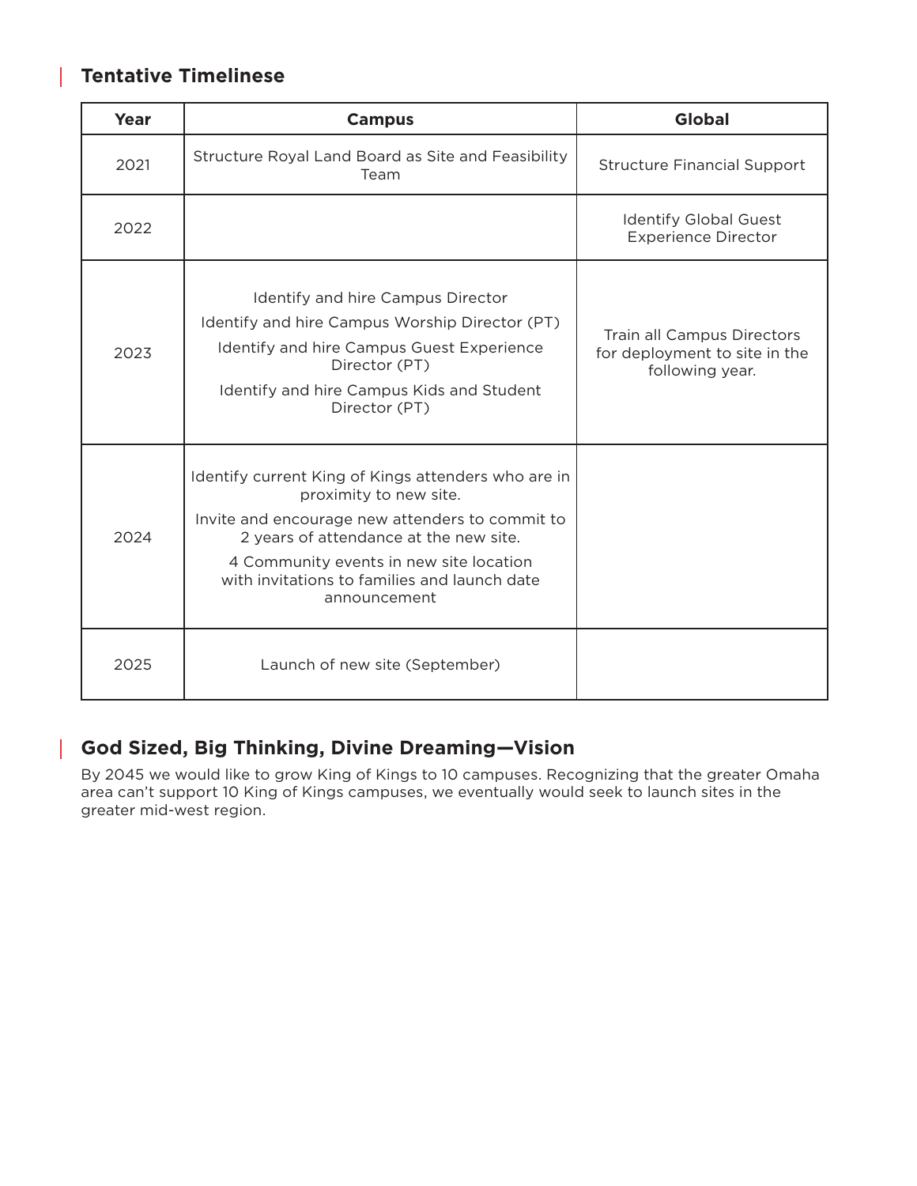## Tentative Timelinese

| Year | Campus | Global |
|---|---|---|
| 2021 | Structure Royal Land Board as Site and Feasibility Team | Structure Financial Support |
| 2022 | | Identify Global Guest Experience Director |
| 2023 | Identify and hire Campus Director<br>Identify and hire Campus Worship Director (PT)<br>Identify and hire Campus Guest Experience Director (PT)<br>Identify and hire Campus Kids and Student Director (PT) | Train all Campus Directors for deployment to site in the following year. |
| 2024 | Identify current King of Kings attenders who are in proximity to new site.<br>Invite and encourage new attenders to commit to 2 years of attendance at the new site.<br>4 Community events in new site location with invitations to families and launch date announcement | |
| 2025 | Launch of new site (September) | |

## God Sized, Big Thinking, Divine Dreaming—Vision

By 2045 we would like to grow King of Kings to 10 campuses. Recognizing that the greater Omaha area can't support 10 King of Kings campuses, we eventually would seek to launch sites in the greater mid-west region.